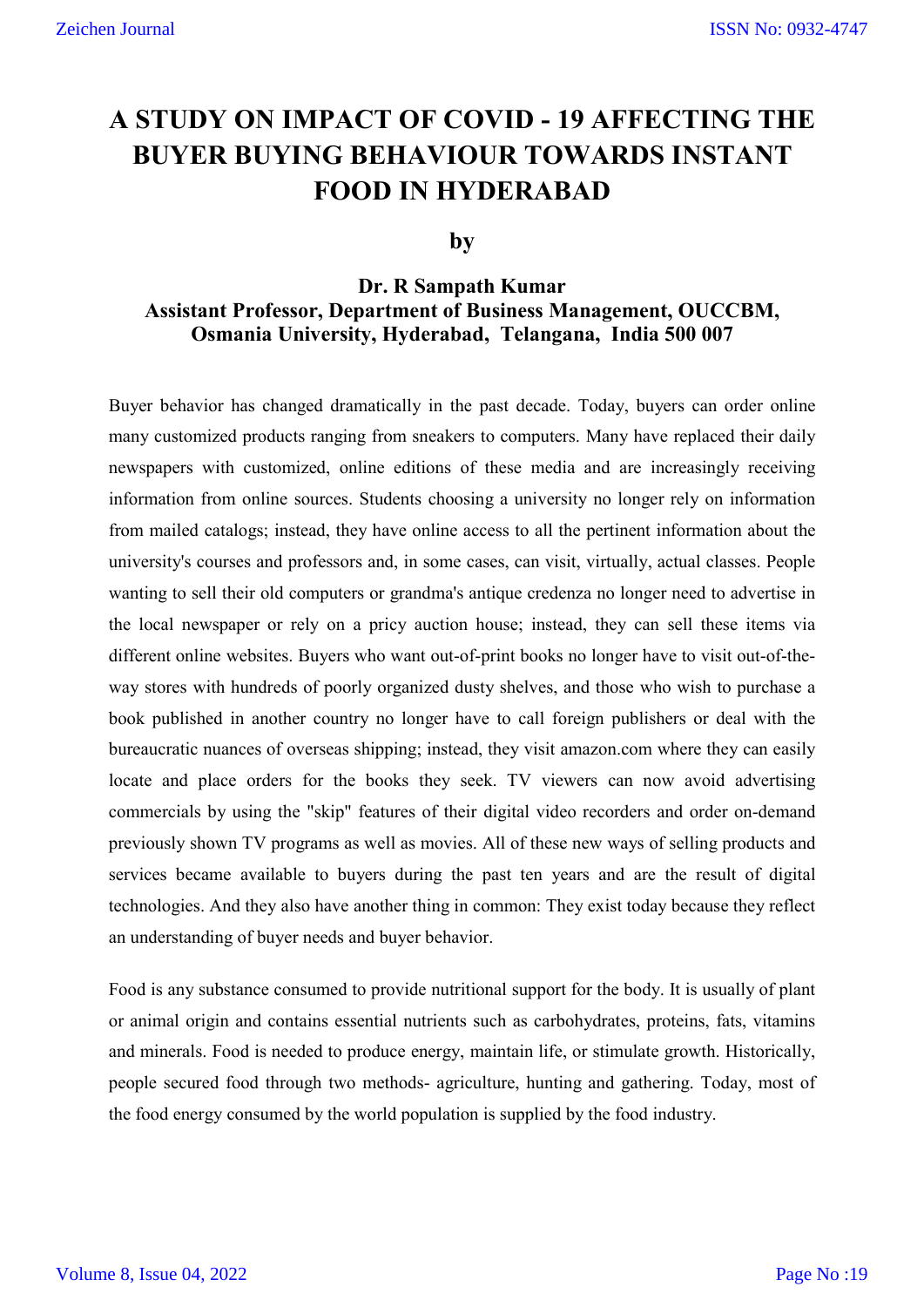# A STUDY ON IMPACT OF COVID - 19 AFFECTING THE BUYER BUYING BEHAVIOUR TOWARDS INSTANT FOOD IN HYDERABAD

**by**

**Dr. R Sampath Kumar**
**Assistant Professor, Department of Business Management, OUCCBM, Osmania University, Hyderabad, Telangana, India 500 007**

Buyer behavior has changed dramatically in the past decade. Today, buyers can order online many customized products ranging from sneakers to computers. Many have replaced their daily newspapers with customized, online editions of these media and are increasingly receiving information from online sources. Students choosing a university no longer rely on information from mailed catalogs; instead, they have online access to all the pertinent information about the university's courses and professors and, in some cases, can visit, virtually, actual classes. People wanting to sell their old computers or grandma's antique credenza no longer need to advertise in the local newspaper or rely on a pricy auction house; instead, they can sell these items via different online websites. Buyers who want out-of-print books no longer have to visit out-of-the-way stores with hundreds of poorly organized dusty shelves, and those who wish to purchase a book published in another country no longer have to call foreign publishers or deal with the bureaucratic nuances of overseas shipping; instead, they visit amazon.com where they can easily locate and place orders for the books they seek. TV viewers can now avoid advertising commercials by using the "skip" features of their digital video recorders and order on-demand previously shown TV programs as well as movies. All of these new ways of selling products and services became available to buyers during the past ten years and are the result of digital technologies. And they also have another thing in common: They exist today because they reflect an understanding of buyer needs and buyer behavior.

Food is any substance consumed to provide nutritional support for the body. It is usually of plant or animal origin and contains essential nutrients such as carbohydrates, proteins, fats, vitamins and minerals. Food is needed to produce energy, maintain life, or stimulate growth. Historically, people secured food through two methods- agriculture, hunting and gathering. Today, most of the food energy consumed by the world population is supplied by the food industry.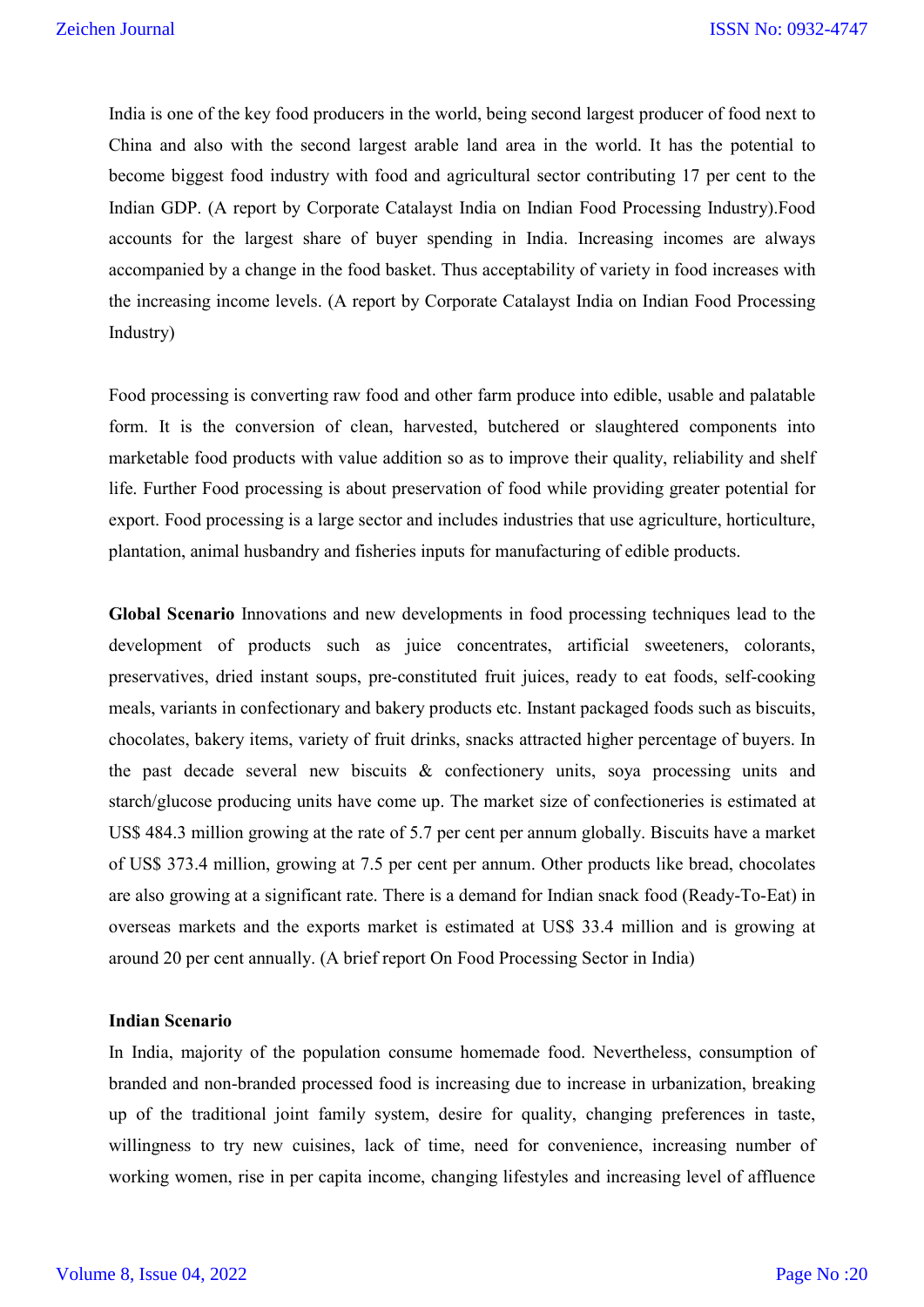India is one of the key food producers in the world, being second largest producer of food next to China and also with the second largest arable land area in the world. It has the potential to become biggest food industry with food and agricultural sector contributing 17 per cent to the Indian GDP. (A report by Corporate Catalyst India on Indian Food Processing Industry).Food accounts for the largest share of buyer spending in India. Increasing incomes are always accompanied by a change in the food basket. Thus acceptability of variety in food increases with the increasing income levels. (A report by Corporate Catalyst India on Indian Food Processing Industry)

Food processing is converting raw food and other farm produce into edible, usable and palatable form. It is the conversion of clean, harvested, butchered or slaughtered components into marketable food products with value addition so as to improve their quality, reliability and shelf life. Further Food processing is about preservation of food while providing greater potential for export. Food processing is a large sector and includes industries that use agriculture, horticulture, plantation, animal husbandry and fisheries inputs for manufacturing of edible products.

**Global Scenario** Innovations and new developments in food processing techniques lead to the development of products such as juice concentrates, artificial sweeteners, colorants, preservatives, dried instant soups, pre-constituted fruit juices, ready to eat foods, self-cooking meals, variants in confectionary and bakery products etc. Instant packaged foods such as biscuits, chocolates, bakery items, variety of fruit drinks, snacks attracted higher percentage of buyers. In the past decade several new biscuits & confectionery units, soya processing units and starch/glucose producing units have come up. The market size of confectioneries is estimated at US$ 484.3 million growing at the rate of 5.7 per cent per annum globally. Biscuits have a market of US$ 373.4 million, growing at 7.5 per cent per annum. Other products like bread, chocolates are also growing at a significant rate. There is a demand for Indian snack food (Ready-To-Eat) in overseas markets and the exports market is estimated at US$ 33.4 million and is growing at around 20 per cent annually. (A brief report On Food Processing Sector in India)

**Indian Scenario**

In India, majority of the population consume homemade food. Nevertheless, consumption of branded and non-branded processed food is increasing due to increase in urbanization, breaking up of the traditional joint family system, desire for quality, changing preferences in taste, willingness to try new cuisines, lack of time, need for convenience, increasing number of working women, rise in per capita income, changing lifestyles and increasing level of affluence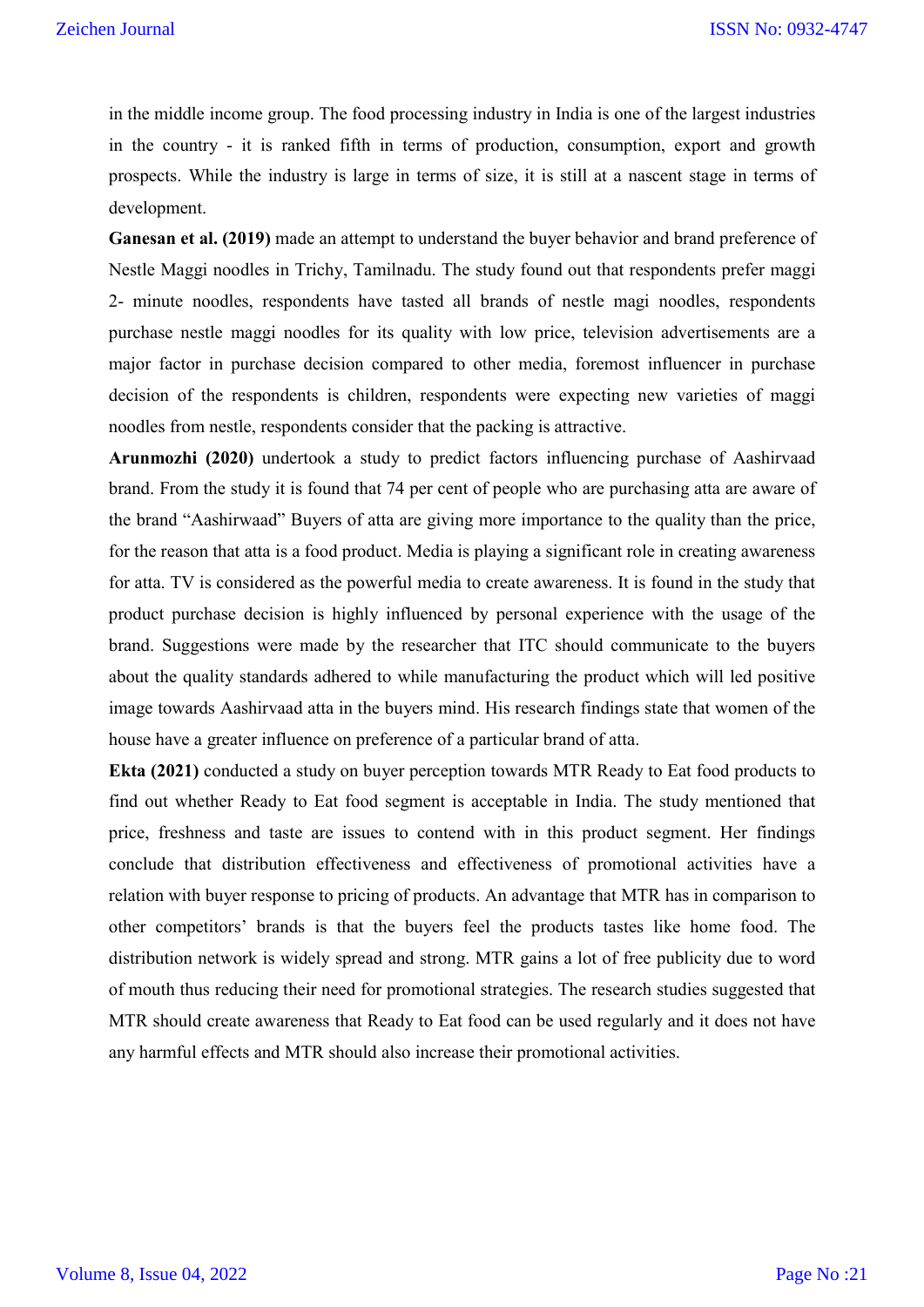in the middle income group. The food processing industry in India is one of the largest industries in the country - it is ranked fifth in terms of production, consumption, export and growth prospects. While the industry is large in terms of size, it is still at a nascent stage in terms of development.

**Ganesan et al. (2019)** made an attempt to understand the buyer behavior and brand preference of Nestle Maggi noodles in Trichy, Tamilnadu. The study found out that respondents prefer maggi 2- minute noodles, respondents have tasted all brands of nestle magi noodles, respondents purchase nestle maggi noodles for its quality with low price, television advertisements are a major factor in purchase decision compared to other media, foremost influencer in purchase decision of the respondents is children, respondents were expecting new varieties of maggi noodles from nestle, respondents consider that the packing is attractive.

**Arunmozhi (2020)** undertook a study to predict factors influencing purchase of Aashirvaad brand. From the study it is found that 74 per cent of people who are purchasing atta are aware of the brand "Aashirwaad" Buyers of atta are giving more importance to the quality than the price, for the reason that atta is a food product. Media is playing a significant role in creating awareness for atta. TV is considered as the powerful media to create awareness. It is found in the study that product purchase decision is highly influenced by personal experience with the usage of the brand. Suggestions were made by the researcher that ITC should communicate to the buyers about the quality standards adhered to while manufacturing the product which will led positive image towards Aashirvaad atta in the buyers mind. His research findings state that women of the house have a greater influence on preference of a particular brand of atta.

**Ekta (2021)** conducted a study on buyer perception towards MTR Ready to Eat food products to find out whether Ready to Eat food segment is acceptable in India. The study mentioned that price, freshness and taste are issues to contend with in this product segment. Her findings conclude that distribution effectiveness and effectiveness of promotional activities have a relation with buyer response to pricing of products. An advantage that MTR has in comparison to other competitors' brands is that the buyers feel the products tastes like home food. The distribution network is widely spread and strong. MTR gains a lot of free publicity due to word of mouth thus reducing their need for promotional strategies. The research studies suggested that MTR should create awareness that Ready to Eat food can be used regularly and it does not have any harmful effects and MTR should also increase their promotional activities.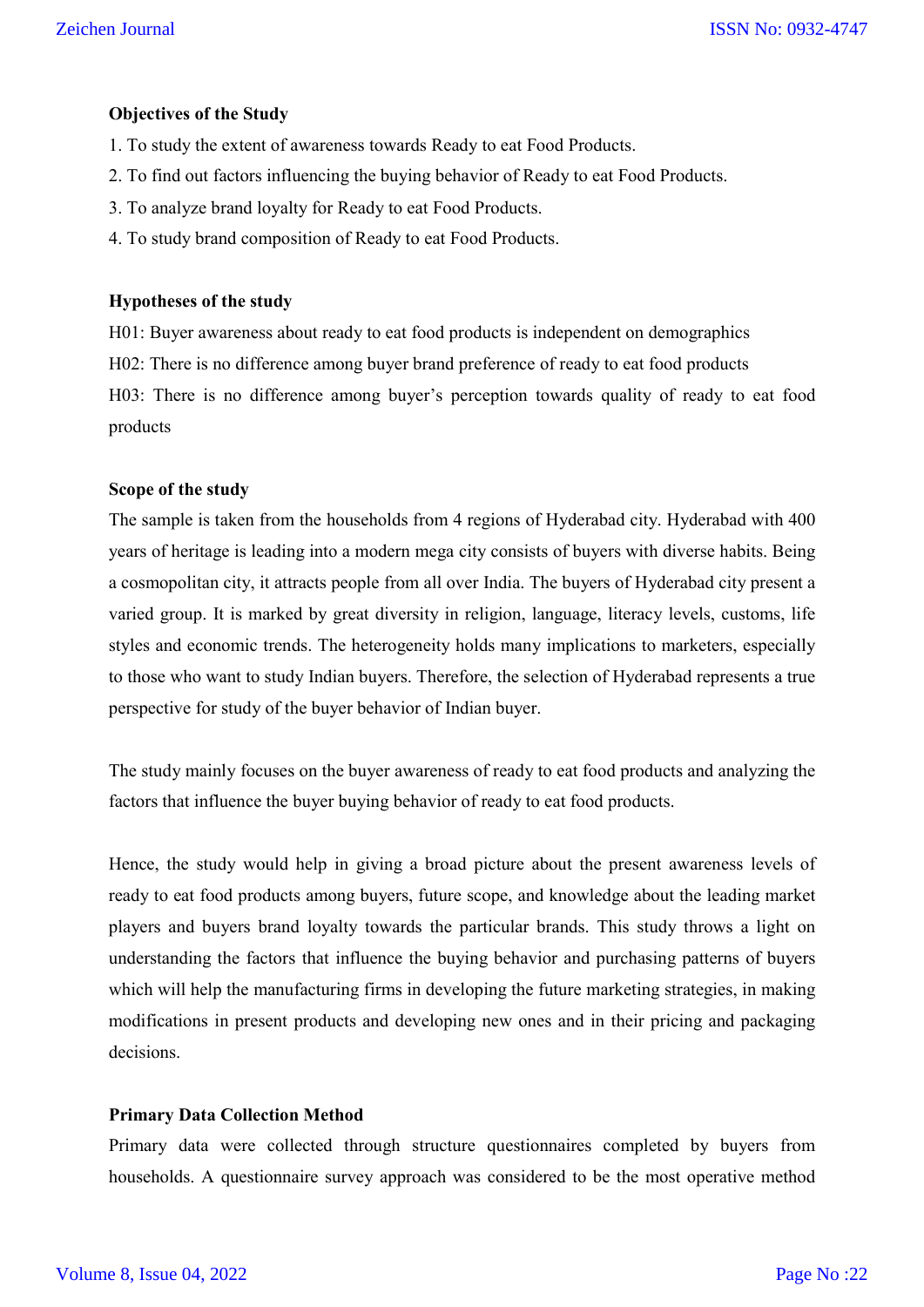**Objectives of the Study**

1. To study the extent of awareness towards Ready to eat Food Products.
2. To find out factors influencing the buying behavior of Ready to eat Food Products.
3. To analyze brand loyalty for Ready to eat Food Products.
4. To study brand composition of Ready to eat Food Products.

**Hypotheses of the study**

H01: Buyer awareness about ready to eat food products is independent on demographics

H02: There is no difference among buyer brand preference of ready to eat food products

H03: There is no difference among buyer's perception towards quality of ready to eat food products

**Scope of the study**

The sample is taken from the households from 4 regions of Hyderabad city. Hyderabad with 400 years of heritage is leading into a modern mega city consists of buyers with diverse habits. Being a cosmopolitan city, it attracts people from all over India. The buyers of Hyderabad city present a varied group. It is marked by great diversity in religion, language, literacy levels, customs, life styles and economic trends. The heterogeneity holds many implications to marketers, especially to those who want to study Indian buyers. Therefore, the selection of Hyderabad represents a true perspective for study of the buyer behavior of Indian buyer.

The study mainly focuses on the buyer awareness of ready to eat food products and analyzing the factors that influence the buyer buying behavior of ready to eat food products.

Hence, the study would help in giving a broad picture about the present awareness levels of ready to eat food products among buyers, future scope, and knowledge about the leading market players and buyers brand loyalty towards the particular brands. This study throws a light on understanding the factors that influence the buying behavior and purchasing patterns of buyers which will help the manufacturing firms in developing the future marketing strategies, in making modifications in present products and developing new ones and in their pricing and packaging decisions.

**Primary Data Collection Method**

Primary data were collected through structure questionnaires completed by buyers from households. A questionnaire survey approach was considered to be the most operative method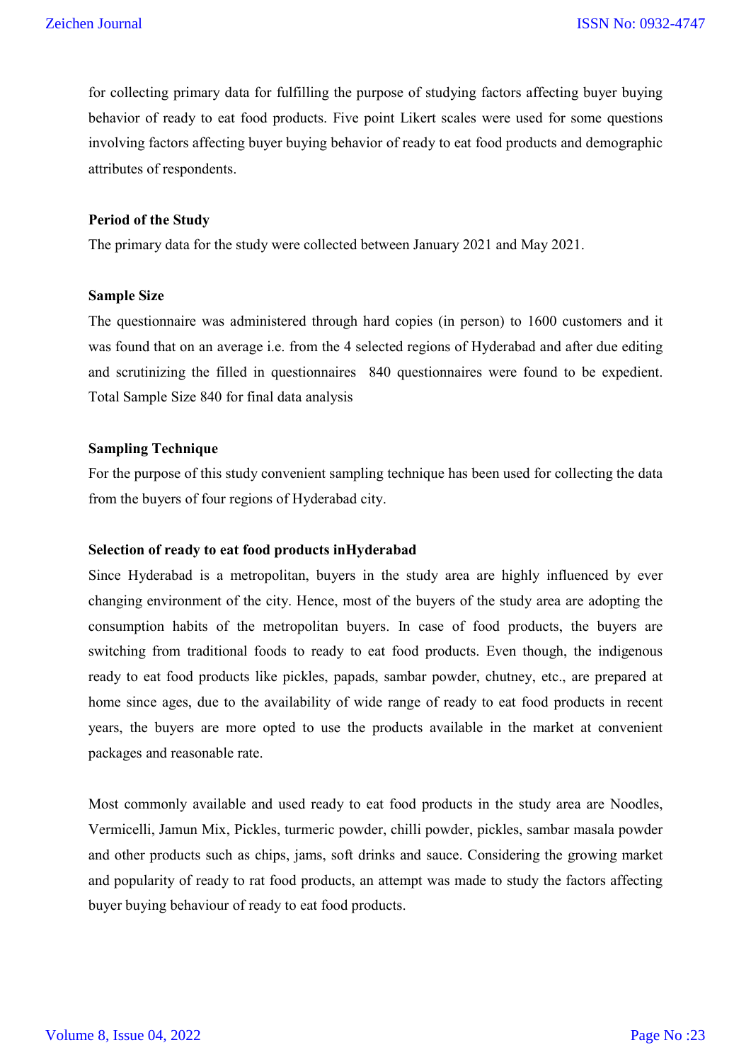for collecting primary data for fulfilling the purpose of studying factors affecting buyer buying behavior of ready to eat food products. Five point Likert scales were used for some questions involving factors affecting buyer buying behavior of ready to eat food products and demographic attributes of respondents.

**Period of the Study**

The primary data for the study were collected between January 2021 and May 2021.

**Sample Size**

The questionnaire was administered through hard copies (in person) to 1600 customers and it was found that on an average i.e. from the 4 selected regions of Hyderabad and after due editing and scrutinizing the filled in questionnaires 840 questionnaires were found to be expedient. Total Sample Size 840 for final data analysis

**Sampling Technique**

For the purpose of this study convenient sampling technique has been used for collecting the data from the buyers of four regions of Hyderabad city.

**Selection of ready to eat food products inHyderabad**

Since Hyderabad is a metropolitan, buyers in the study area are highly influenced by ever changing environment of the city. Hence, most of the buyers of the study area are adopting the consumption habits of the metropolitan buyers. In case of food products, the buyers are switching from traditional foods to ready to eat food products. Even though, the indigenous ready to eat food products like pickles, papads, sambar powder, chutney, etc., are prepared at home since ages, due to the availability of wide range of ready to eat food products in recent years, the buyers are more opted to use the products available in the market at convenient packages and reasonable rate.

Most commonly available and used ready to eat food products in the study area are Noodles, Vermicelli, Jamun Mix, Pickles, turmeric powder, chilli powder, pickles, sambar masala powder and other products such as chips, jams, soft drinks and sauce. Considering the growing market and popularity of ready to rat food products, an attempt was made to study the factors affecting buyer buying behaviour of ready to eat food products.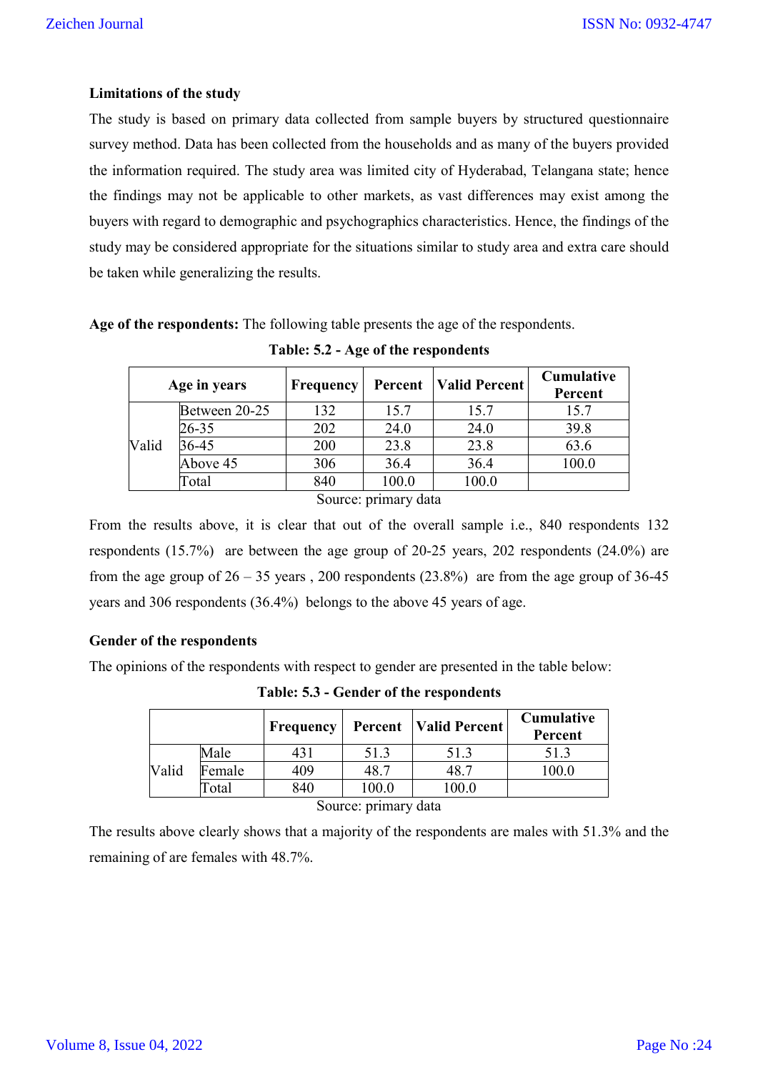### Limitations of the study

The study is based on primary data collected from sample buyers by structured questionnaire survey method. Data has been collected from the households and as many of the buyers provided the information required. The study area was limited city of Hyderabad, Telangana state; hence the findings may not be applicable to other markets, as vast differences may exist among the buyers with regard to demographic and psychographics characteristics. Hence, the findings of the study may be considered appropriate for the situations similar to study area and extra care should be taken while generalizing the results.

**Age of the respondents:** The following table presents the age of the respondents.

**Table: 5.2 - Age of the respondents**

| Age in years | | Frequency | Percent | Valid Percent | Cumulative Percent |
|---|---|---|---|---|---|
| Valid | Between 20-25 | 132 | 15.7 | 15.7 | 15.7 |
| | 26-35 | 202 | 24.0 | 24.0 | 39.8 |
| | 36-45 | 200 | 23.8 | 23.8 | 63.6 |
| | Above 45 | 306 | 36.4 | 36.4 | 100.0 |
| | Total | 840 | 100.0 | 100.0 | |

Source: primary data

From the results above, it is clear that out of the overall sample i.e., 840 respondents 132 respondents (15.7%) are between the age group of 20-25 years, 202 respondents (24.0%) are from the age group of 26 – 35 years , 200 respondents (23.8%) are from the age group of 36-45 years and 306 respondents (36.4%) belongs to the above 45 years of age.

### Gender of the respondents

The opinions of the respondents with respect to gender are presented in the table below:

**Table: 5.3 - Gender of the respondents**

| | | Frequency | Percent | Valid Percent | Cumulative Percent |
|---|---|---|---|---|---|
| Valid | Male | 431 | 51.3 | 51.3 | 51.3 |
| | Female | 409 | 48.7 | 48.7 | 100.0 |
| | Total | 840 | 100.0 | 100.0 | |

Source: primary data

The results above clearly shows that a majority of the respondents are males with 51.3% and the remaining of are females with 48.7%.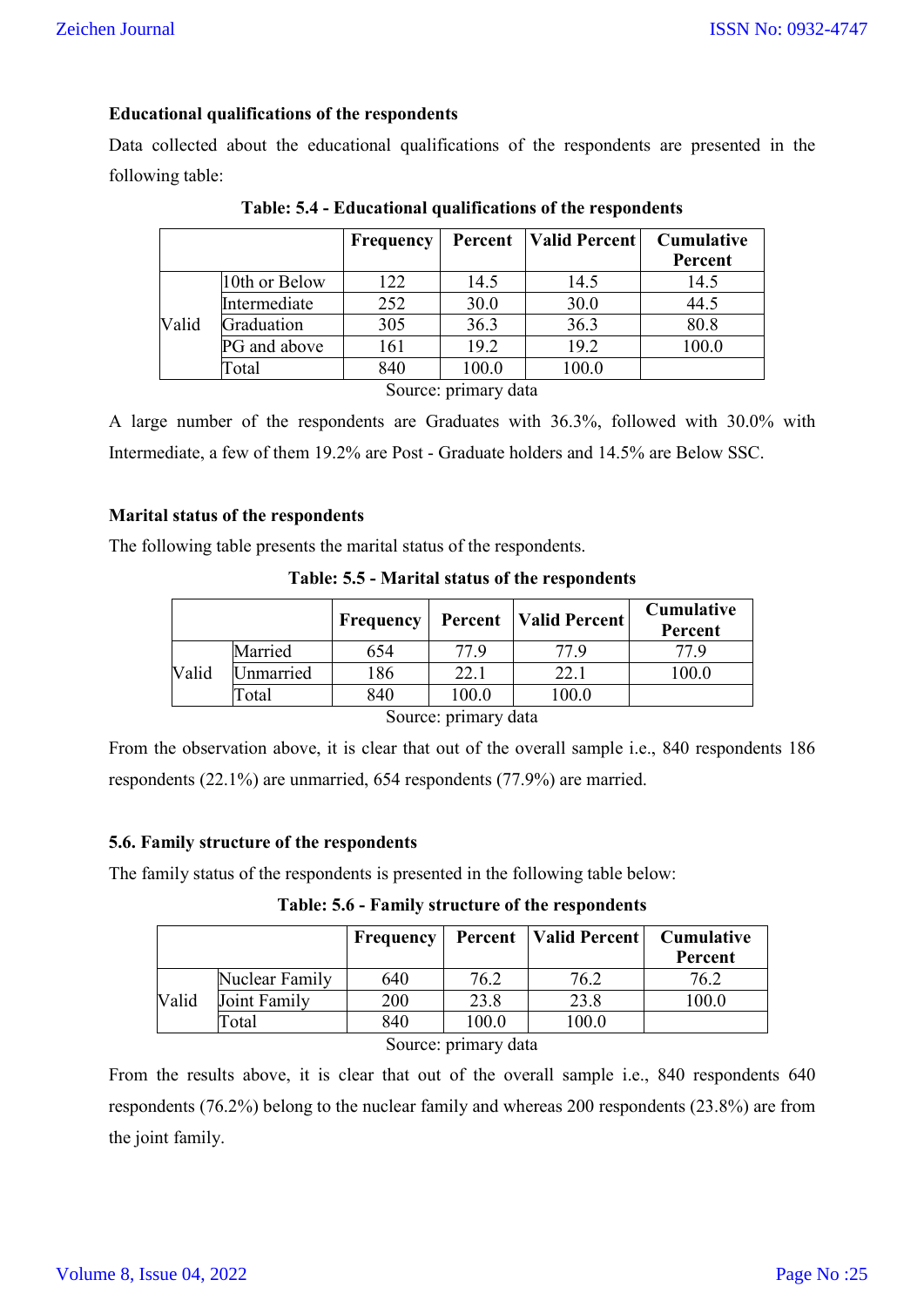### Educational qualifications of the respondents

Data collected about the educational qualifications of the respondents are presented in the following table:

**Table: 5.4 - Educational qualifications of the respondents**

| | | Frequency | Percent | Valid Percent | Cumulative Percent |
|---|---|---|---|---|---|
| Valid | 10th or Below | 122 | 14.5 | 14.5 | 14.5 |
| | Intermediate | 252 | 30.0 | 30.0 | 44.5 |
| | Graduation | 305 | 36.3 | 36.3 | 80.8 |
| | PG and above | 161 | 19.2 | 19.2 | 100.0 |
| | Total | 840 | 100.0 | 100.0 | |

Source: primary data

A large number of the respondents are Graduates with 36.3%, followed with 30.0% with Intermediate, a few of them 19.2% are Post - Graduate holders and 14.5% are Below SSC.

### Marital status of the respondents

The following table presents the marital status of the respondents.

**Table: 5.5 - Marital status of the respondents**

| | | Frequency | Percent | Valid Percent | Cumulative Percent |
|---|---|---|---|---|---|
| Valid | Married | 654 | 77.9 | 77.9 | 77.9 |
| | Unmarried | 186 | 22.1 | 22.1 | 100.0 |
| | Total | 840 | 100.0 | 100.0 | |

Source: primary data

From the observation above, it is clear that out of the overall sample i.e., 840 respondents 186 respondents (22.1%) are unmarried, 654 respondents (77.9%) are married.

### 5.6. Family structure of the respondents

The family status of the respondents is presented in the following table below:

**Table: 5.6 - Family structure of the respondents**

| | | Frequency | Percent | Valid Percent | Cumulative Percent |
|---|---|---|---|---|---|
| Valid | Nuclear Family | 640 | 76.2 | 76.2 | 76.2 |
| | Joint Family | 200 | 23.8 | 23.8 | 100.0 |
| | Total | 840 | 100.0 | 100.0 | |

Source: primary data

From the results above, it is clear that out of the overall sample i.e., 840 respondents 640 respondents (76.2%) belong to the nuclear family and whereas 200 respondents (23.8%) are from the joint family.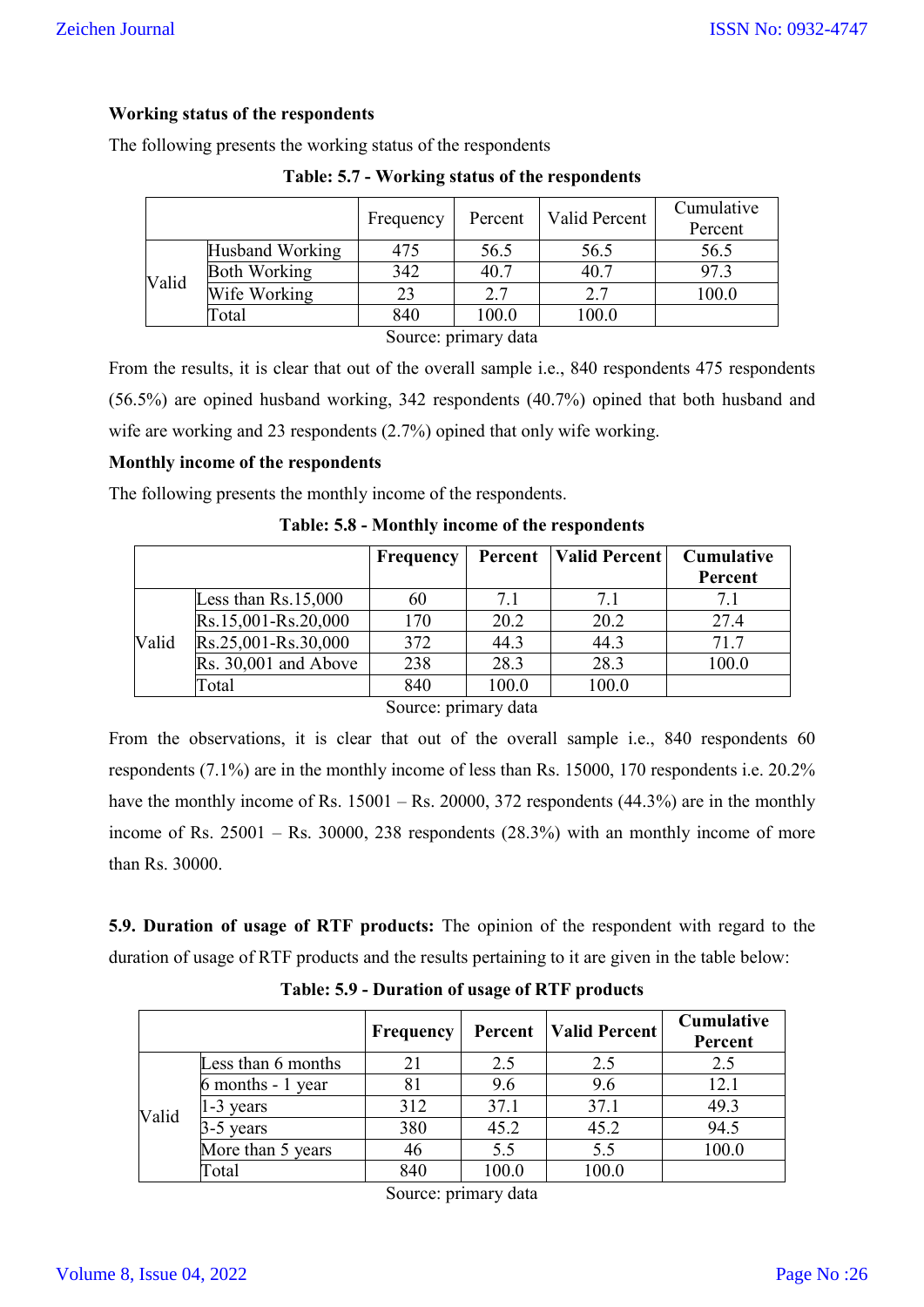**Working status of the respondents**

The following presents the working status of the respondents

**Table: 5.7 - Working status of the respondents**

| | | Frequency | Percent | Valid Percent | Cumulative Percent |
|---|---|---|---|---|---|
| Valid | Husband Working | 475 | 56.5 | 56.5 | 56.5 |
| | Both Working | 342 | 40.7 | 40.7 | 97.3 |
| | Wife Working | 23 | 2.7 | 2.7 | 100.0 |
| | Total | 840 | 100.0 | 100.0 | |

Source: primary data

From the results, it is clear that out of the overall sample i.e., 840 respondents 475 respondents (56.5%) are opined husband working, 342 respondents (40.7%) opined that both husband and wife are working and 23 respondents (2.7%) opined that only wife working.

**Monthly income of the respondents**

The following presents the monthly income of the respondents.

**Table: 5.8 - Monthly income of the respondents**

| | | Frequency | Percent | Valid Percent | Cumulative Percent |
|---|---|---|---|---|---|
| Valid | Less than Rs.15,000 | 60 | 7.1 | 7.1 | 7.1 |
| | Rs.15,001-Rs.20,000 | 170 | 20.2 | 20.2 | 27.4 |
| | Rs.25,001-Rs.30,000 | 372 | 44.3 | 44.3 | 71.7 |
| | Rs. 30,001 and Above | 238 | 28.3 | 28.3 | 100.0 |
| | Total | 840 | 100.0 | 100.0 | |

Source: primary data

From the observations, it is clear that out of the overall sample i.e., 840 respondents 60 respondents (7.1%) are in the monthly income of less than Rs. 15000, 170 respondents i.e. 20.2% have the monthly income of Rs. 15001 – Rs. 20000, 372 respondents (44.3%) are in the monthly income of Rs. 25001 – Rs. 30000, 238 respondents (28.3%) with an monthly income of more than Rs. 30000.

**5.9. Duration of usage of RTF products:** The opinion of the respondent with regard to the duration of usage of RTF products and the results pertaining to it are given in the table below:

**Table: 5.9 - Duration of usage of RTF products**

| | | Frequency | Percent | Valid Percent | Cumulative Percent |
|---|---|---|---|---|---|
| Valid | Less than 6 months | 21 | 2.5 | 2.5 | 2.5 |
| | 6 months - 1 year | 81 | 9.6 | 9.6 | 12.1 |
| | 1-3 years | 312 | 37.1 | 37.1 | 49.3 |
| | 3-5 years | 380 | 45.2 | 45.2 | 94.5 |
| | More than 5 years | 46 | 5.5 | 5.5 | 100.0 |
| | Total | 840 | 100.0 | 100.0 | |

Source: primary data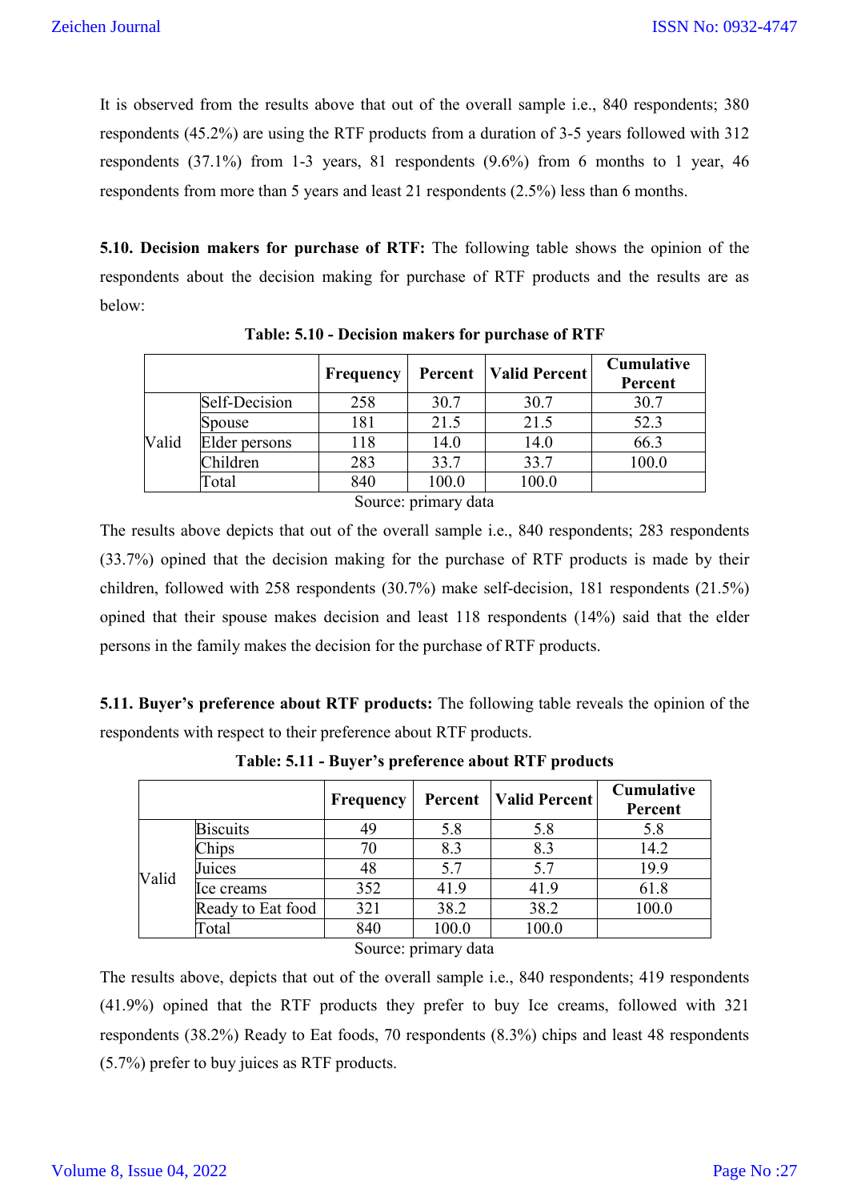It is observed from the results above that out of the overall sample i.e., 840 respondents; 380 respondents (45.2%) are using the RTF products from a duration of 3-5 years followed with 312 respondents (37.1%) from 1-3 years, 81 respondents (9.6%) from 6 months to 1 year, 46 respondents from more than 5 years and least 21 respondents (2.5%) less than 6 months.

**5.10. Decision makers for purchase of RTF:** The following table shows the opinion of the respondents about the decision making for purchase of RTF products and the results are as below:

**Table: 5.10 - Decision makers for purchase of RTF**

| | | Frequency | Percent | Valid Percent | Cumulative Percent |
|---|---|---|---|---|---|
| Valid | Self-Decision | 258 | 30.7 | 30.7 | 30.7 |
| | Spouse | 181 | 21.5 | 21.5 | 52.3 |
| | Elder persons | 118 | 14.0 | 14.0 | 66.3 |
| | Children | 283 | 33.7 | 33.7 | 100.0 |
| | Total | 840 | 100.0 | 100.0 | |

Source: primary data

The results above depicts that out of the overall sample i.e., 840 respondents; 283 respondents (33.7%) opined that the decision making for the purchase of RTF products is made by their children, followed with 258 respondents (30.7%) make self-decision, 181 respondents (21.5%) opined that their spouse makes decision and least 118 respondents (14%) said that the elder persons in the family makes the decision for the purchase of RTF products.

**5.11. Buyer's preference about RTF products:** The following table reveals the opinion of the respondents with respect to their preference about RTF products.

**Table: 5.11 - Buyer's preference about RTF products**

| | | Frequency | Percent | Valid Percent | Cumulative Percent |
|---|---|---|---|---|---|
| Valid | Biscuits | 49 | 5.8 | 5.8 | 5.8 |
| | Chips | 70 | 8.3 | 8.3 | 14.2 |
| | Juices | 48 | 5.7 | 5.7 | 19.9 |
| | Ice creams | 352 | 41.9 | 41.9 | 61.8 |
| | Ready to Eat food | 321 | 38.2 | 38.2 | 100.0 |
| | Total | 840 | 100.0 | 100.0 | |

Source: primary data

The results above, depicts that out of the overall sample i.e., 840 respondents; 419 respondents (41.9%) opined that the RTF products they prefer to buy Ice creams, followed with 321 respondents (38.2%) Ready to Eat foods, 70 respondents (8.3%) chips and least 48 respondents (5.7%) prefer to buy juices as RTF products.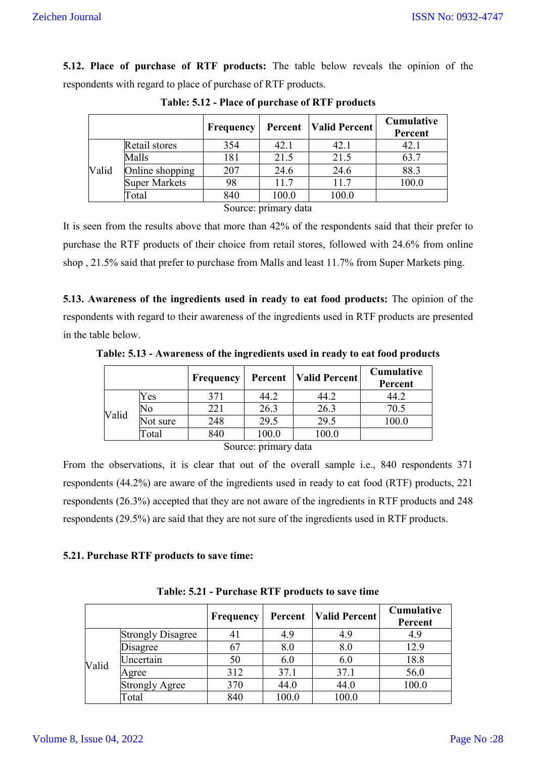**5.12. Place of purchase of RTF products:** The table below reveals the opinion of the respondents with regard to place of purchase of RTF products.

**Table: 5.12 - Place of purchase of RTF products**

| | | Frequency | Percent | Valid Percent | Cumulative Percent |
|---|---|---|---|---|---|
| Valid | Retail stores | 354 | 42.1 | 42.1 | 42.1 |
| | Malls | 181 | 21.5 | 21.5 | 63.7 |
| | Online shopping | 207 | 24.6 | 24.6 | 88.3 |
| | Super Markets | 98 | 11.7 | 11.7 | 100.0 |
| | Total | 840 | 100.0 | 100.0 | |

Source: primary data

It is seen from the results above that more than 42% of the respondents said that their prefer to purchase the RTF products of their choice from retail stores, followed with 24.6% from online shop , 21.5% said that prefer to purchase from Malls and least 11.7% from Super Markets ping.

**5.13. Awareness of the ingredients used in ready to eat food products:** The opinion of the respondents with regard to their awareness of the ingredients used in RTF products are presented in the table below.

**Table: 5.13 - Awareness of the ingredients used in ready to eat food products**

| | | Frequency | Percent | Valid Percent | Cumulative Percent |
|---|---|---|---|---|---|
| Valid | Yes | 371 | 44.2 | 44.2 | 44.2 |
| | No | 221 | 26.3 | 26.3 | 70.5 |
| | Not sure | 248 | 29.5 | 29.5 | 100.0 |
| | Total | 840 | 100.0 | 100.0 | |

Source: primary data

From the observations, it is clear that out of the overall sample i.e., 840 respondents 371 respondents (44.2%) are aware of the ingredients used in ready to eat food (RTF) products, 221 respondents (26.3%) accepted that they are not aware of the ingredients in RTF products and 248 respondents (29.5%) are said that they are not sure of the ingredients used in RTF products.

**5.21. Purchase RTF products to save time:**

**Table: 5.21 - Purchase RTF products to save time**

| | | Frequency | Percent | Valid Percent | Cumulative Percent |
|---|---|---|---|---|---|
| Valid | Strongly Disagree | 41 | 4.9 | 4.9 | 4.9 |
| | Disagree | 67 | 8.0 | 8.0 | 12.9 |
| | Uncertain | 50 | 6.0 | 6.0 | 18.8 |
| | Agree | 312 | 37.1 | 37.1 | 56.0 |
| | Strongly Agree | 370 | 44.0 | 44.0 | 100.0 |
| | Total | 840 | 100.0 | 100.0 | |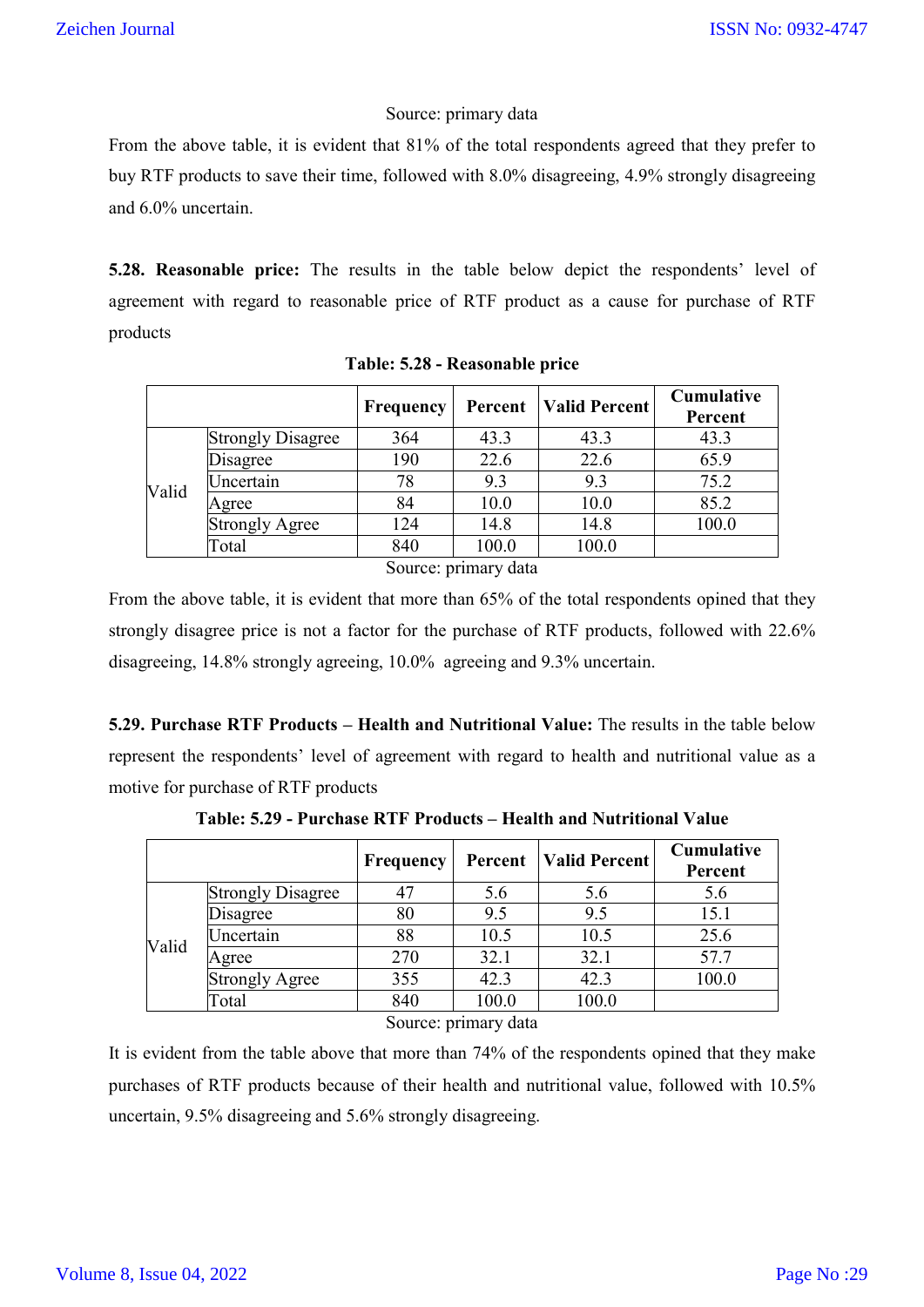Source: primary data

From the above table, it is evident that 81% of the total respondents agreed that they prefer to buy RTF products to save their time, followed with 8.0% disagreeing, 4.9% strongly disagreeing and 6.0% uncertain.

**5.28. Reasonable price:** The results in the table below depict the respondents' level of agreement with regard to reasonable price of RTF product as a cause for purchase of RTF products

**Table: 5.28 - Reasonable price**

| | | Frequency | Percent | Valid Percent | Cumulative Percent |
|---|---|---|---|---|---|
| Valid | Strongly Disagree | 364 | 43.3 | 43.3 | 43.3 |
| | Disagree | 190 | 22.6 | 22.6 | 65.9 |
| | Uncertain | 78 | 9.3 | 9.3 | 75.2 |
| | Agree | 84 | 10.0 | 10.0 | 85.2 |
| | Strongly Agree | 124 | 14.8 | 14.8 | 100.0 |
| | Total | 840 | 100.0 | 100.0 | |

Source: primary data

From the above table, it is evident that more than 65% of the total respondents opined that they strongly disagree price is not a factor for the purchase of RTF products, followed with 22.6% disagreeing, 14.8% strongly agreeing, 10.0% agreeing and 9.3% uncertain.

**5.29. Purchase RTF Products – Health and Nutritional Value:** The results in the table below represent the respondents' level of agreement with regard to health and nutritional value as a motive for purchase of RTF products

**Table: 5.29 - Purchase RTF Products – Health and Nutritional Value**

| | | Frequency | Percent | Valid Percent | Cumulative Percent |
|---|---|---|---|---|---|
| Valid | Strongly Disagree | 47 | 5.6 | 5.6 | 5.6 |
| | Disagree | 80 | 9.5 | 9.5 | 15.1 |
| | Uncertain | 88 | 10.5 | 10.5 | 25.6 |
| | Agree | 270 | 32.1 | 32.1 | 57.7 |
| | Strongly Agree | 355 | 42.3 | 42.3 | 100.0 |
| | Total | 840 | 100.0 | 100.0 | |

Source: primary data

It is evident from the table above that more than 74% of the respondents opined that they make purchases of RTF products because of their health and nutritional value, followed with 10.5% uncertain, 9.5% disagreeing and 5.6% strongly disagreeing.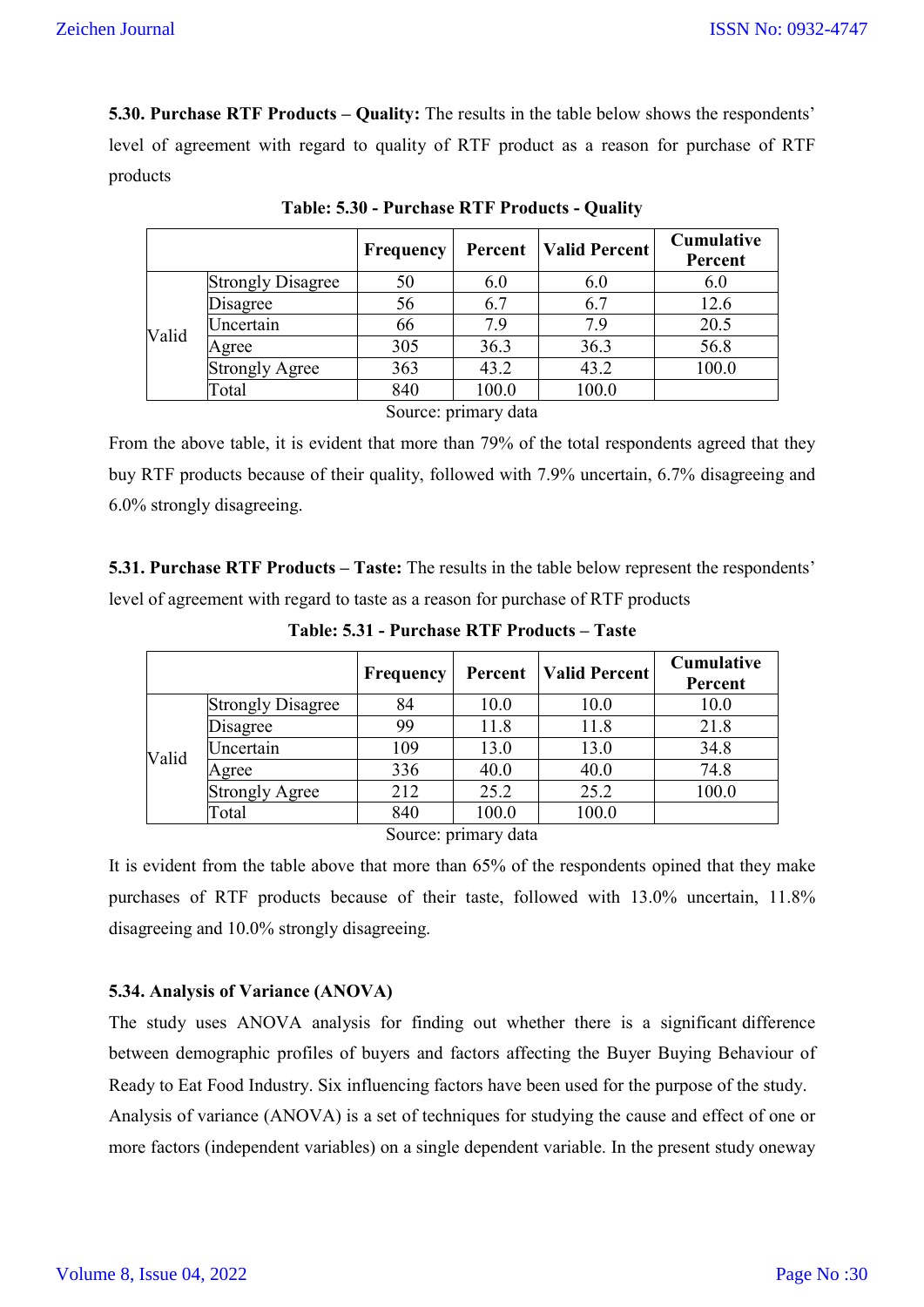**5.30. Purchase RTF Products – Quality:** The results in the table below shows the respondents' level of agreement with regard to quality of RTF product as a reason for purchase of RTF products

**Table: 5.30 - Purchase RTF Products - Quality**

| | | Frequency | Percent | Valid Percent | Cumulative Percent |
|---|---|---|---|---|---|
| Valid | Strongly Disagree | 50 | 6.0 | 6.0 | 6.0 |
| | Disagree | 56 | 6.7 | 6.7 | 12.6 |
| | Uncertain | 66 | 7.9 | 7.9 | 20.5 |
| | Agree | 305 | 36.3 | 36.3 | 56.8 |
| | Strongly Agree | 363 | 43.2 | 43.2 | 100.0 |
| | Total | 840 | 100.0 | 100.0 | |

Source: primary data

From the above table, it is evident that more than 79% of the total respondents agreed that they buy RTF products because of their quality, followed with 7.9% uncertain, 6.7% disagreeing and 6.0% strongly disagreeing.

**5.31. Purchase RTF Products – Taste:** The results in the table below represent the respondents' level of agreement with regard to taste as a reason for purchase of RTF products

**Table: 5.31 - Purchase RTF Products – Taste**

| | | Frequency | Percent | Valid Percent | Cumulative Percent |
|---|---|---|---|---|---|
| Valid | Strongly Disagree | 84 | 10.0 | 10.0 | 10.0 |
| | Disagree | 99 | 11.8 | 11.8 | 21.8 |
| | Uncertain | 109 | 13.0 | 13.0 | 34.8 |
| | Agree | 336 | 40.0 | 40.0 | 74.8 |
| | Strongly Agree | 212 | 25.2 | 25.2 | 100.0 |
| | Total | 840 | 100.0 | 100.0 | |

Source: primary data

It is evident from the table above that more than 65% of the respondents opined that they make purchases of RTF products because of their taste, followed with 13.0% uncertain, 11.8% disagreeing and 10.0% strongly disagreeing.

**5.34. Analysis of Variance (ANOVA)**

The study uses ANOVA analysis for finding out whether there is a significant difference between demographic profiles of buyers and factors affecting the Buyer Buying Behaviour of Ready to Eat Food Industry. Six influencing factors have been used for the purpose of the study.

Analysis of variance (ANOVA) is a set of techniques for studying the cause and effect of one or more factors (independent variables) on a single dependent variable. In the present study oneway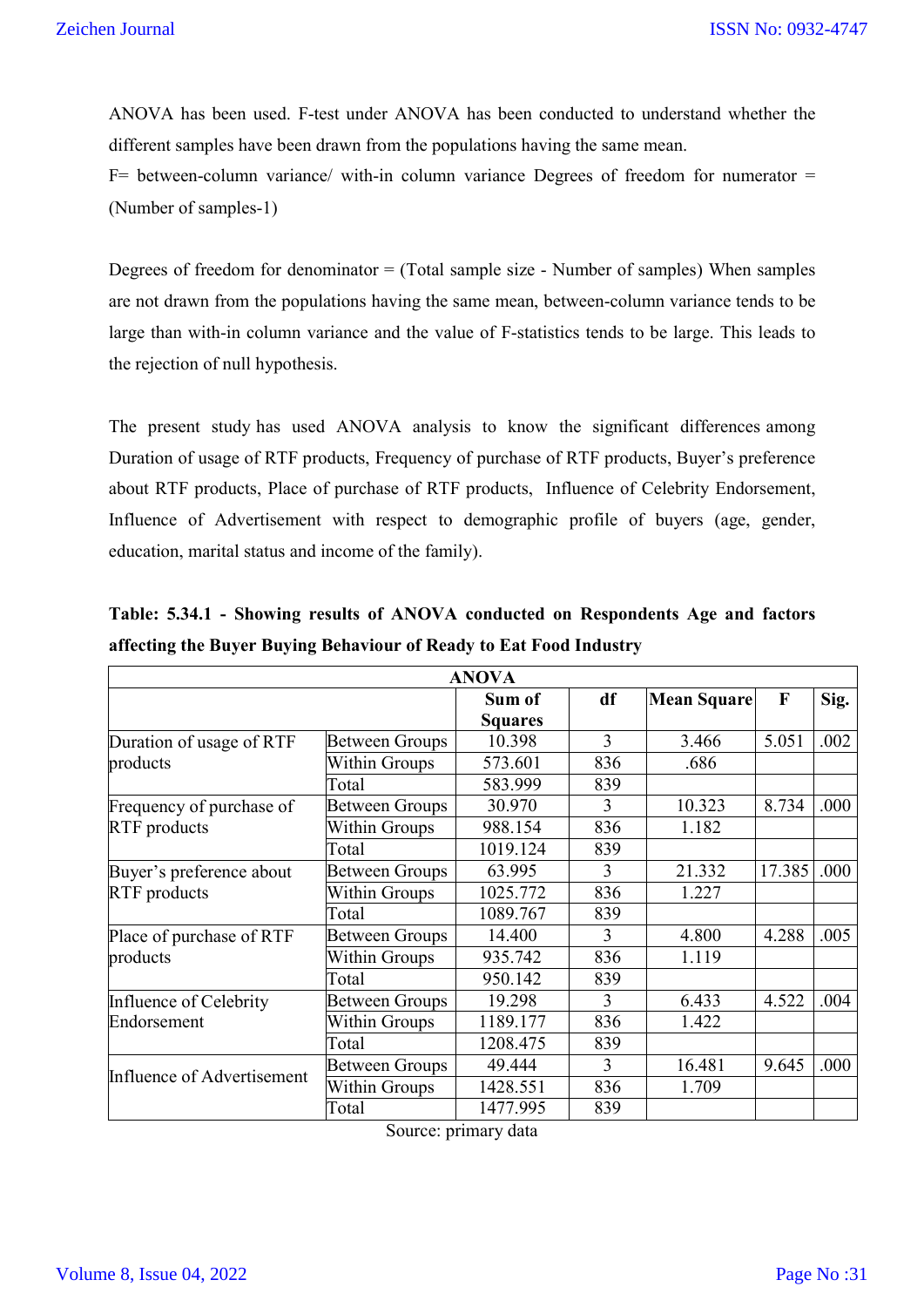ANOVA has been used. F-test under ANOVA has been conducted to understand whether the different samples have been drawn from the populations having the same mean.

F= between-column variance/ with-in column variance Degrees of freedom for numerator = (Number of samples-1)

Degrees of freedom for denominator = (Total sample size - Number of samples) When samples are not drawn from the populations having the same mean, between-column variance tends to be large than with-in column variance and the value of F-statistics tends to be large. This leads to the rejection of null hypothesis.

The present study has used ANOVA analysis to know the significant differences among Duration of usage of RTF products, Frequency of purchase of RTF products, Buyer's preference about RTF products, Place of purchase of RTF products, Influence of Celebrity Endorsement, Influence of Advertisement with respect to demographic profile of buyers (age, gender, education, marital status and income of the family).

**Table: 5.34.1 - Showing results of ANOVA conducted on Respondents Age and factors affecting the Buyer Buying Behaviour of Ready to Eat Food Industry**

| ANOVA | | | | | | |
|---|---|---|---|---|---|---|
| | | **Sum of Squares** | **df** | **Mean Square** | **F** | **Sig.** |
| Duration of usage of RTF products | Between Groups | 10.398 | 3 | 3.466 | 5.051 | .002 |
| | Within Groups | 573.601 | 836 | .686 | | |
| | Total | 583.999 | 839 | | | |
| Frequency of purchase of RTF products | Between Groups | 30.970 | 3 | 10.323 | 8.734 | .000 |
| | Within Groups | 988.154 | 836 | 1.182 | | |
| | Total | 1019.124 | 839 | | | |
| Buyer's preference about RTF products | Between Groups | 63.995 | 3 | 21.332 | 17.385 | .000 |
| | Within Groups | 1025.772 | 836 | 1.227 | | |
| | Total | 1089.767 | 839 | | | |
| Place of purchase of RTF products | Between Groups | 14.400 | 3 | 4.800 | 4.288 | .005 |
| | Within Groups | 935.742 | 836 | 1.119 | | |
| | Total | 950.142 | 839 | | | |
| Influence of Celebrity Endorsement | Between Groups | 19.298 | 3 | 6.433 | 4.522 | .004 |
| | Within Groups | 1189.177 | 836 | 1.422 | | |
| | Total | 1208.475 | 839 | | | |
| Influence of Advertisement | Between Groups | 49.444 | 3 | 16.481 | 9.645 | .000 |
| | Within Groups | 1428.551 | 836 | 1.709 | | |
| | Total | 1477.995 | 839 | | | |

Source: primary data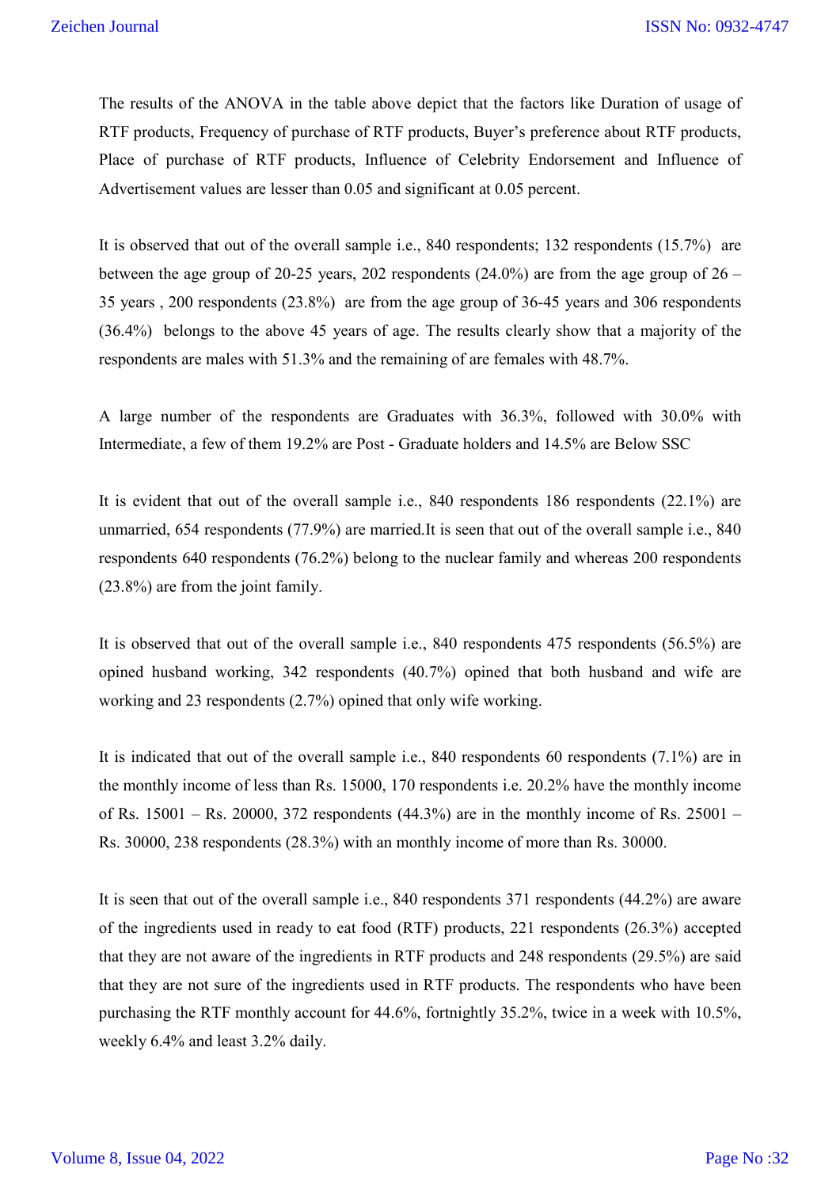The results of the ANOVA in the table above depict that the factors like Duration of usage of RTF products, Frequency of purchase of RTF products, Buyer's preference about RTF products, Place of purchase of RTF products, Influence of Celebrity Endorsement and Influence of Advertisement values are lesser than 0.05 and significant at 0.05 percent.

It is observed that out of the overall sample i.e., 840 respondents; 132 respondents (15.7%) are between the age group of 20-25 years, 202 respondents (24.0%) are from the age group of 26 – 35 years , 200 respondents (23.8%) are from the age group of 36-45 years and 306 respondents (36.4%) belongs to the above 45 years of age. The results clearly show that a majority of the respondents are males with 51.3% and the remaining of are females with 48.7%.

A large number of the respondents are Graduates with 36.3%, followed with 30.0% with Intermediate, a few of them 19.2% are Post - Graduate holders and 14.5% are Below SSC

It is evident that out of the overall sample i.e., 840 respondents 186 respondents (22.1%) are unmarried, 654 respondents (77.9%) are married.It is seen that out of the overall sample i.e., 840 respondents 640 respondents (76.2%) belong to the nuclear family and whereas 200 respondents (23.8%) are from the joint family.

It is observed that out of the overall sample i.e., 840 respondents 475 respondents (56.5%) are opined husband working, 342 respondents (40.7%) opined that both husband and wife are working and 23 respondents (2.7%) opined that only wife working.

It is indicated that out of the overall sample i.e., 840 respondents 60 respondents (7.1%) are in the monthly income of less than Rs. 15000, 170 respondents i.e. 20.2% have the monthly income of Rs. 15001 – Rs. 20000, 372 respondents (44.3%) are in the monthly income of Rs. 25001 – Rs. 30000, 238 respondents (28.3%) with an monthly income of more than Rs. 30000.

It is seen that out of the overall sample i.e., 840 respondents 371 respondents (44.2%) are aware of the ingredients used in ready to eat food (RTF) products, 221 respondents (26.3%) accepted that they are not aware of the ingredients in RTF products and 248 respondents (29.5%) are said that they are not sure of the ingredients used in RTF products. The respondents who have been purchasing the RTF monthly account for 44.6%, fortnightly 35.2%, twice in a week with 10.5%, weekly 6.4% and least 3.2% daily.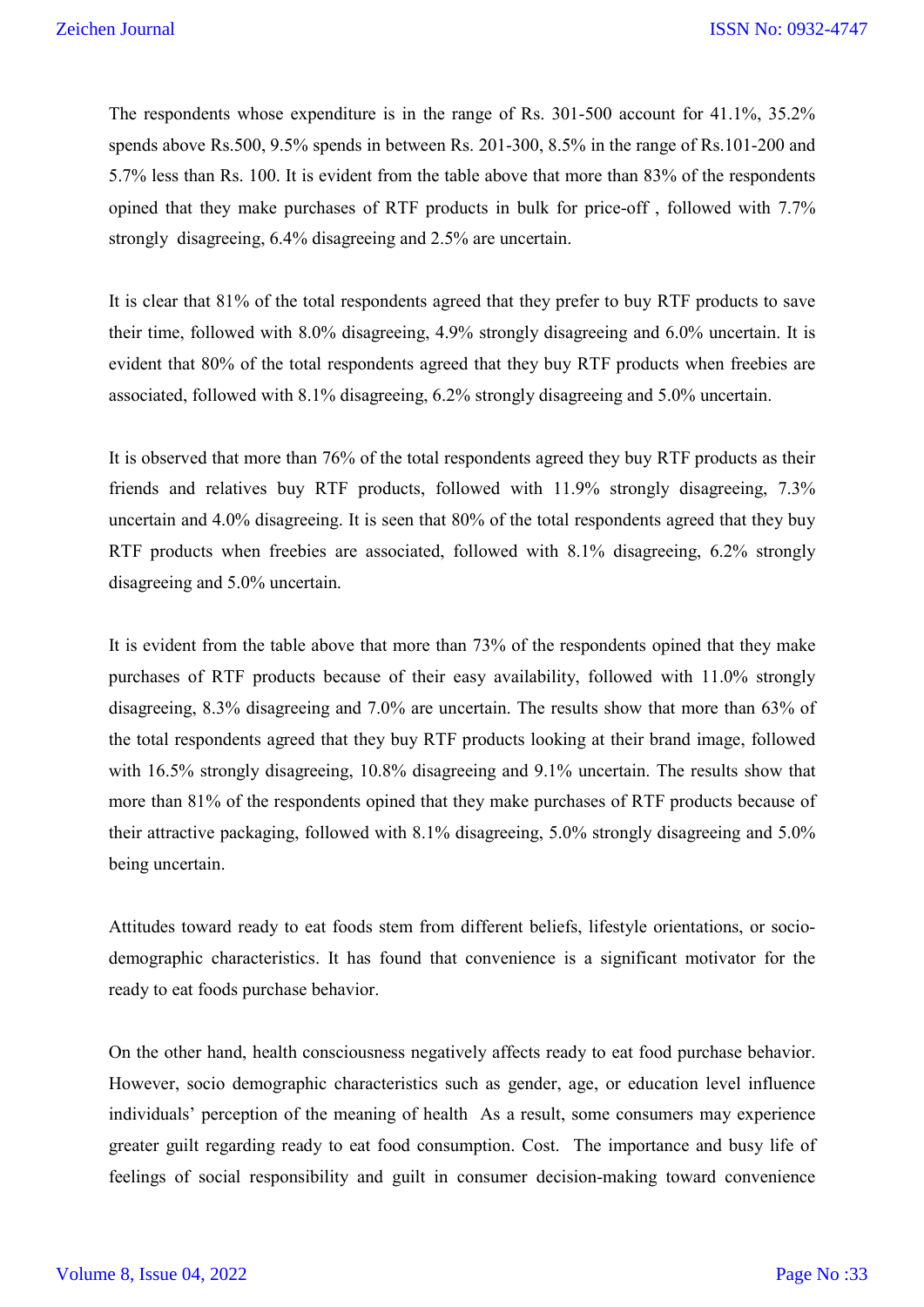The respondents whose expenditure is in the range of Rs. 301-500 account for 41.1%, 35.2% spends above Rs.500, 9.5% spends in between Rs. 201-300, 8.5% in the range of Rs.101-200 and 5.7% less than Rs. 100. It is evident from the table above that more than 83% of the respondents opined that they make purchases of RTF products in bulk for price-off , followed with 7.7% strongly disagreeing, 6.4% disagreeing and 2.5% are uncertain.

It is clear that 81% of the total respondents agreed that they prefer to buy RTF products to save their time, followed with 8.0% disagreeing, 4.9% strongly disagreeing and 6.0% uncertain. It is evident that 80% of the total respondents agreed that they buy RTF products when freebies are associated, followed with 8.1% disagreeing, 6.2% strongly disagreeing and 5.0% uncertain.

It is observed that more than 76% of the total respondents agreed they buy RTF products as their friends and relatives buy RTF products, followed with 11.9% strongly disagreeing, 7.3% uncertain and 4.0% disagreeing. It is seen that 80% of the total respondents agreed that they buy RTF products when freebies are associated, followed with 8.1% disagreeing, 6.2% strongly disagreeing and 5.0% uncertain.

It is evident from the table above that more than 73% of the respondents opined that they make purchases of RTF products because of their easy availability, followed with 11.0% strongly disagreeing, 8.3% disagreeing and 7.0% are uncertain. The results show that more than 63% of the total respondents agreed that they buy RTF products looking at their brand image, followed with 16.5% strongly disagreeing, 10.8% disagreeing and 9.1% uncertain. The results show that more than 81% of the respondents opined that they make purchases of RTF products because of their attractive packaging, followed with 8.1% disagreeing, 5.0% strongly disagreeing and 5.0% being uncertain.

Attitudes toward ready to eat foods stem from different beliefs, lifestyle orientations, or socio-demographic characteristics. It has found that convenience is a significant motivator for the ready to eat foods purchase behavior.

On the other hand, health consciousness negatively affects ready to eat food purchase behavior. However, socio demographic characteristics such as gender, age, or education level influence individuals' perception of the meaning of health  As a result, some consumers may experience greater guilt regarding ready to eat food consumption. Cost.  The importance and busy life of feelings of social responsibility and guilt in consumer decision-making toward convenience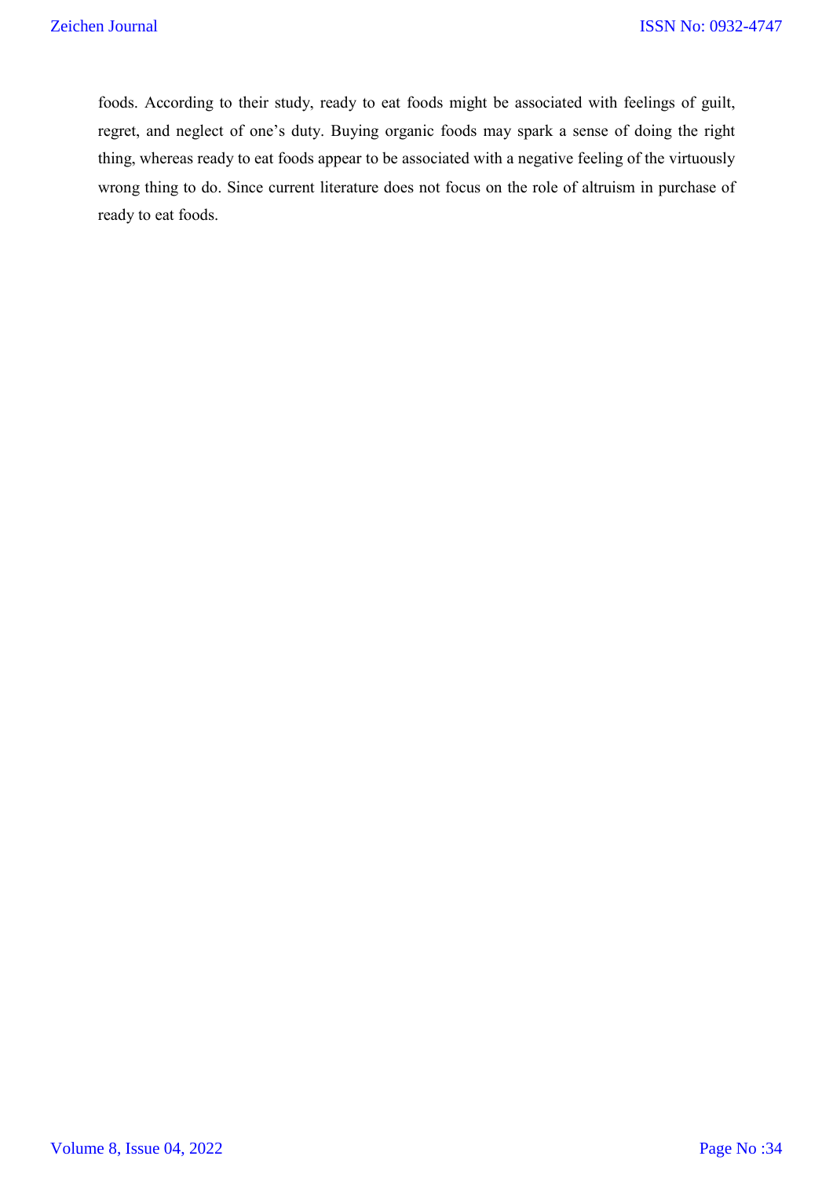foods. According to their study, ready to eat foods might be associated with feelings of guilt, regret, and neglect of one's duty. Buying organic foods may spark a sense of doing the right thing, whereas ready to eat foods appear to be associated with a negative feeling of the virtuously wrong thing to do. Since current literature does not focus on the role of altruism in purchase of ready to eat foods.